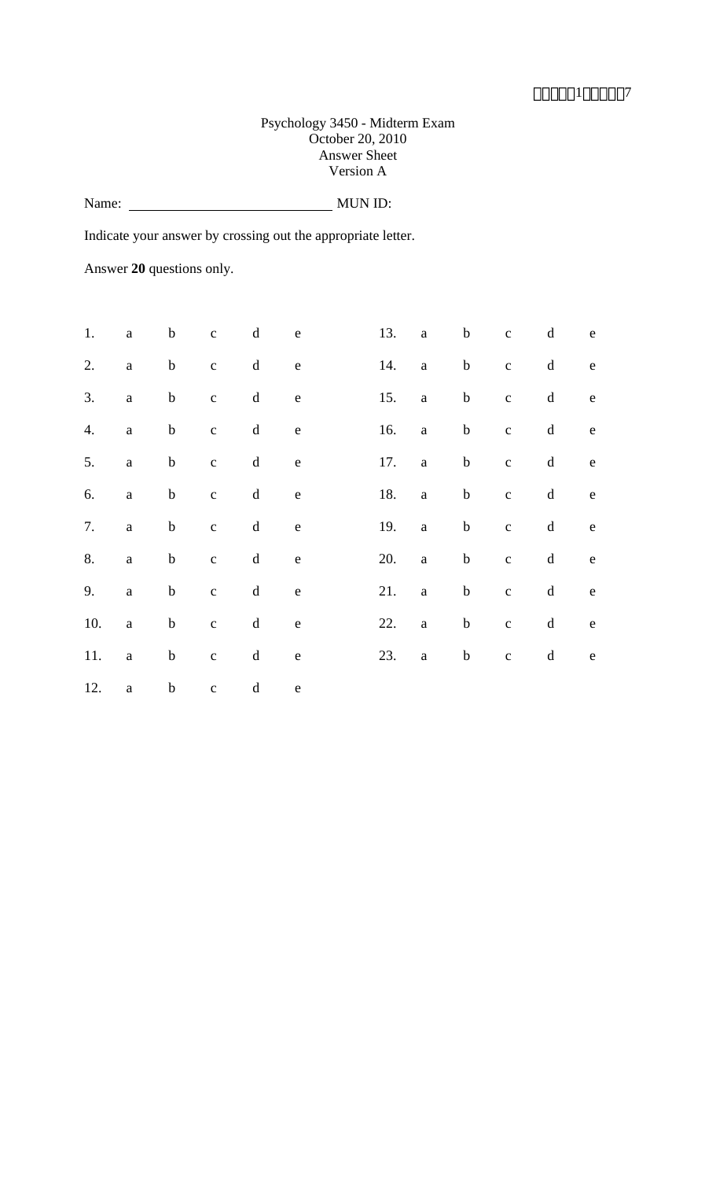Psychology 3450 - Midterm Exam
October 20, 2010
Answer Sheet
Version A

Name: ____________________________ MUN ID:

Indicate your answer by crossing out the appropriate letter.

Answer **20** questions only.

| | | | | | | | | | | | |
|---|---|---|---|---|---|---|---|---|---|---|---|
| 1. | a | b | c | d | e | 13. | a | b | c | d | e |
| 2. | a | b | c | d | e | 14. | a | b | c | d | e |
| 3. | a | b | c | d | e | 15. | a | b | c | d | e |
| 4. | a | b | c | d | e | 16. | a | b | c | d | e |
| 5. | a | b | c | d | e | 17. | a | b | c | d | e |
| 6. | a | b | c | d | e | 18. | a | b | c | d | e |
| 7. | a | b | c | d | e | 19. | a | b | c | d | e |
| 8. | a | b | c | d | e | 20. | a | b | c | d | e |
| 9. | a | b | c | d | e | 21. | a | b | c | d | e |
| 10. | a | b | c | d | e | 22. | a | b | c | d | e |
| 11. | a | b | c | d | e | 23. | a | b | c | d | e |
| 12. | a | b | c | d | e | | | | | | |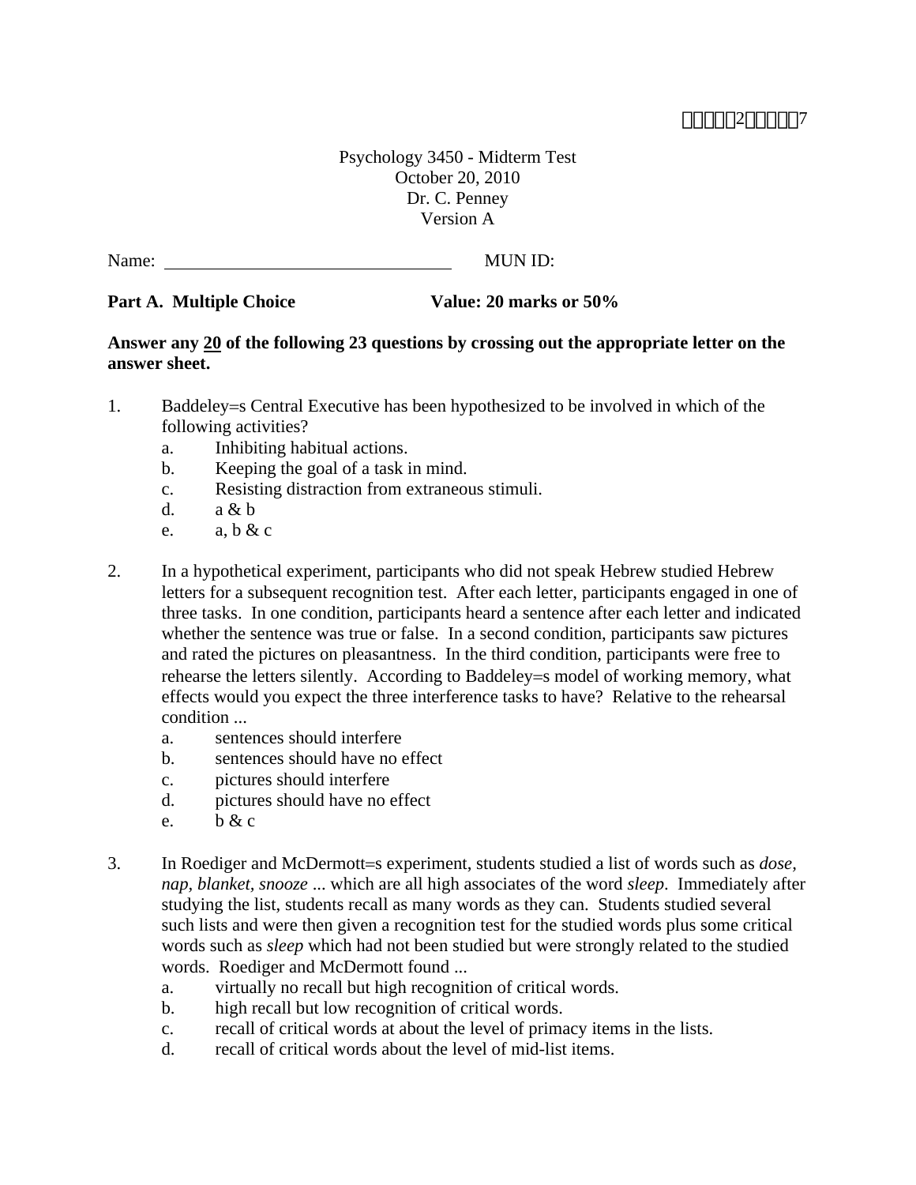Psychology 3450 - Midterm Test
October 20, 2010
Dr. C. Penney
Version A

Name: ________________________________ MUN ID:

**Part A. Multiple Choice** **Value: 20 marks or 50%**

**Answer any <u>20</u> of the following 23 questions by crossing out the appropriate letter on the answer sheet.**

1. Baddeley=s Central Executive has been hypothesized to be involved in which of the following activities?
   a. Inhibiting habitual actions.
   b. Keeping the goal of a task in mind.
   c. Resisting distraction from extraneous stimuli.
   d. a & b
   e. a, b & c

2. In a hypothetical experiment, participants who did not speak Hebrew studied Hebrew letters for a subsequent recognition test. After each letter, participants engaged in one of three tasks. In one condition, participants heard a sentence after each letter and indicated whether the sentence was true or false. In a second condition, participants saw pictures and rated the pictures on pleasantness. In the third condition, participants were free to rehearse the letters silently. According to Baddeley=s model of working memory, what effects would you expect the three interference tasks to have? Relative to the rehearsal condition ...
   a. sentences should interfere
   b. sentences should have no effect
   c. pictures should interfere
   d. pictures should have no effect
   e. b & c

3. In Roediger and McDermott=s experiment, students studied a list of words such as *dose, nap, blanket, snooze* ... which are all high associates of the word *sleep.* Immediately after studying the list, students recall as many words as they can. Students studied several such lists and were then given a recognition test for the studied words plus some critical words such as *sleep* which had not been studied but were strongly related to the studied words. Roediger and McDermott found ...
   a. virtually no recall but high recognition of critical words.
   b. high recall but low recognition of critical words.
   c. recall of critical words at about the level of primacy items in the lists.
   d. recall of critical words about the level of mid-list items.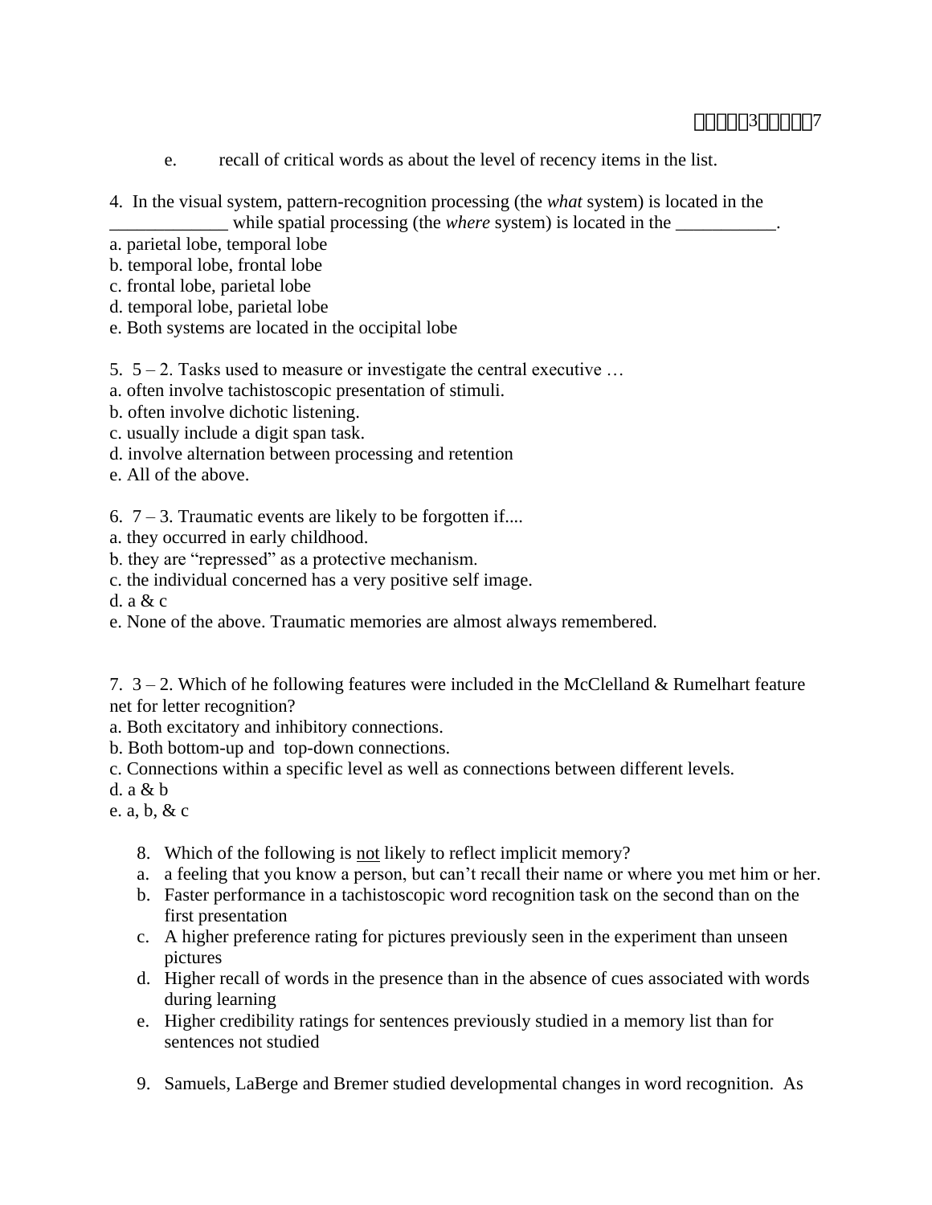e. recall of critical words as about the level of recency items in the list.

4. In the visual system, pattern-recognition processing (the *what* system) is located in the _____________ while spatial processing (the *where* system) is located in the ___________.

a. parietal lobe, temporal lobe
b. temporal lobe, frontal lobe
c. frontal lobe, parietal lobe
d. temporal lobe, parietal lobe
e. Both systems are located in the occipital lobe

5. 5 – 2. Tasks used to measure or investigate the central executive …

a. often involve tachistoscopic presentation of stimuli.
b. often involve dichotic listening.
c. usually include a digit span task.
d. involve alternation between processing and retention
e. All of the above.

6. 7 – 3. Traumatic events are likely to be forgotten if....

a. they occurred in early childhood.
b. they are "repressed" as a protective mechanism.
c. the individual concerned has a very positive self image.
d. a & c
e. None of the above. Traumatic memories are almost always remembered.

7. 3 – 2. Which of he following features were included in the McClelland & Rumelhart feature net for letter recognition?

a. Both excitatory and inhibitory connections.
b. Both bottom-up and top-down connections.
c. Connections within a specific level as well as connections between different levels.
d. a & b
e. a, b, & c

8. Which of the following is <u>not</u> likely to reflect implicit memory?

a. a feeling that you know a person, but can't recall their name or where you met him or her.
b. Faster performance in a tachistoscopic word recognition task on the second than on the first presentation
c. A higher preference rating for pictures previously seen in the experiment than unseen pictures
d. Higher recall of words in the presence than in the absence of cues associated with words during learning
e. Higher credibility ratings for sentences previously studied in a memory list than for sentences not studied

9. Samuels, LaBerge and Bremer studied developmental changes in word recognition. As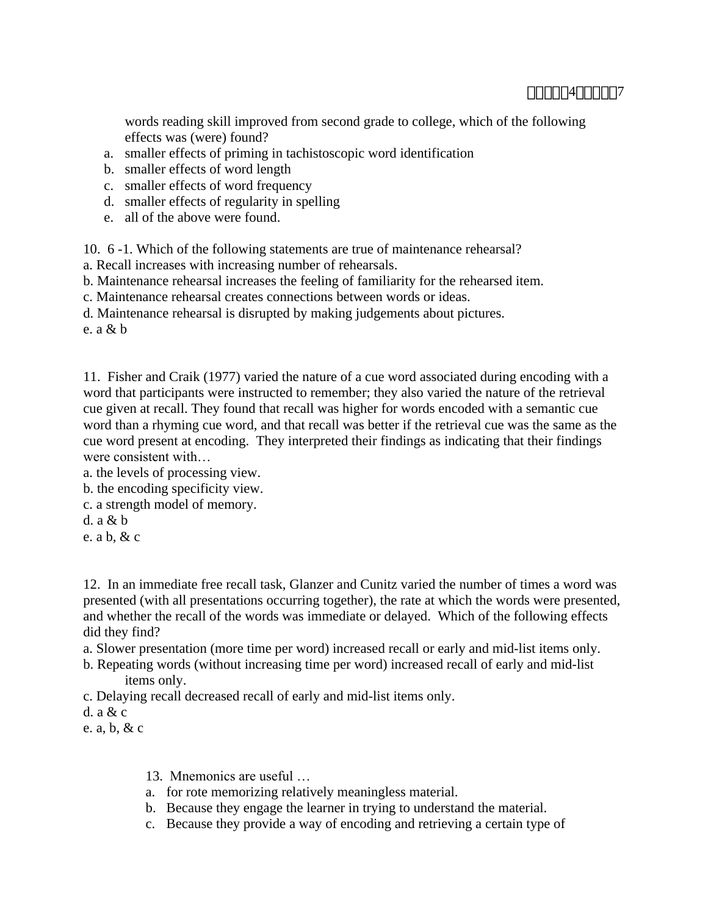words reading skill improved from second grade to college, which of the following effects was (were) found?

a. smaller effects of priming in tachistoscopic word identification
b. smaller effects of word length
c. smaller effects of word frequency
d. smaller effects of regularity in spelling
e. all of the above were found.

10. 6 -1. Which of the following statements are true of maintenance rehearsal?
a. Recall increases with increasing number of rehearsals.
b. Maintenance rehearsal increases the feeling of familiarity for the rehearsed item.
c. Maintenance rehearsal creates connections between words or ideas.
d. Maintenance rehearsal is disrupted by making judgements about pictures.
e. a & b

11. Fisher and Craik (1977) varied the nature of a cue word associated during encoding with a word that participants were instructed to remember; they also varied the nature of the retrieval cue given at recall. They found that recall was higher for words encoded with a semantic cue word than a rhyming cue word, and that recall was better if the retrieval cue was the same as the cue word present at encoding. They interpreted their findings as indicating that their findings were consistent with…
a. the levels of processing view.
b. the encoding specificity view.
c. a strength model of memory.
d. a & b
e. a b, & c

12. In an immediate free recall task, Glanzer and Cunitz varied the number of times a word was presented (with all presentations occurring together), the rate at which the words were presented, and whether the recall of the words was immediate or delayed. Which of the following effects did they find?
a. Slower presentation (more time per word) increased recall or early and mid-list items only.
b. Repeating words (without increasing time per word) increased recall of early and mid-list items only.
c. Delaying recall decreased recall of early and mid-list items only.
d. a & c
e. a, b, & c

13. Mnemonics are useful …

a. for rote memorizing relatively meaningless material.
b. Because they engage the learner in trying to understand the material.
c. Because they provide a way of encoding and retrieving a certain type of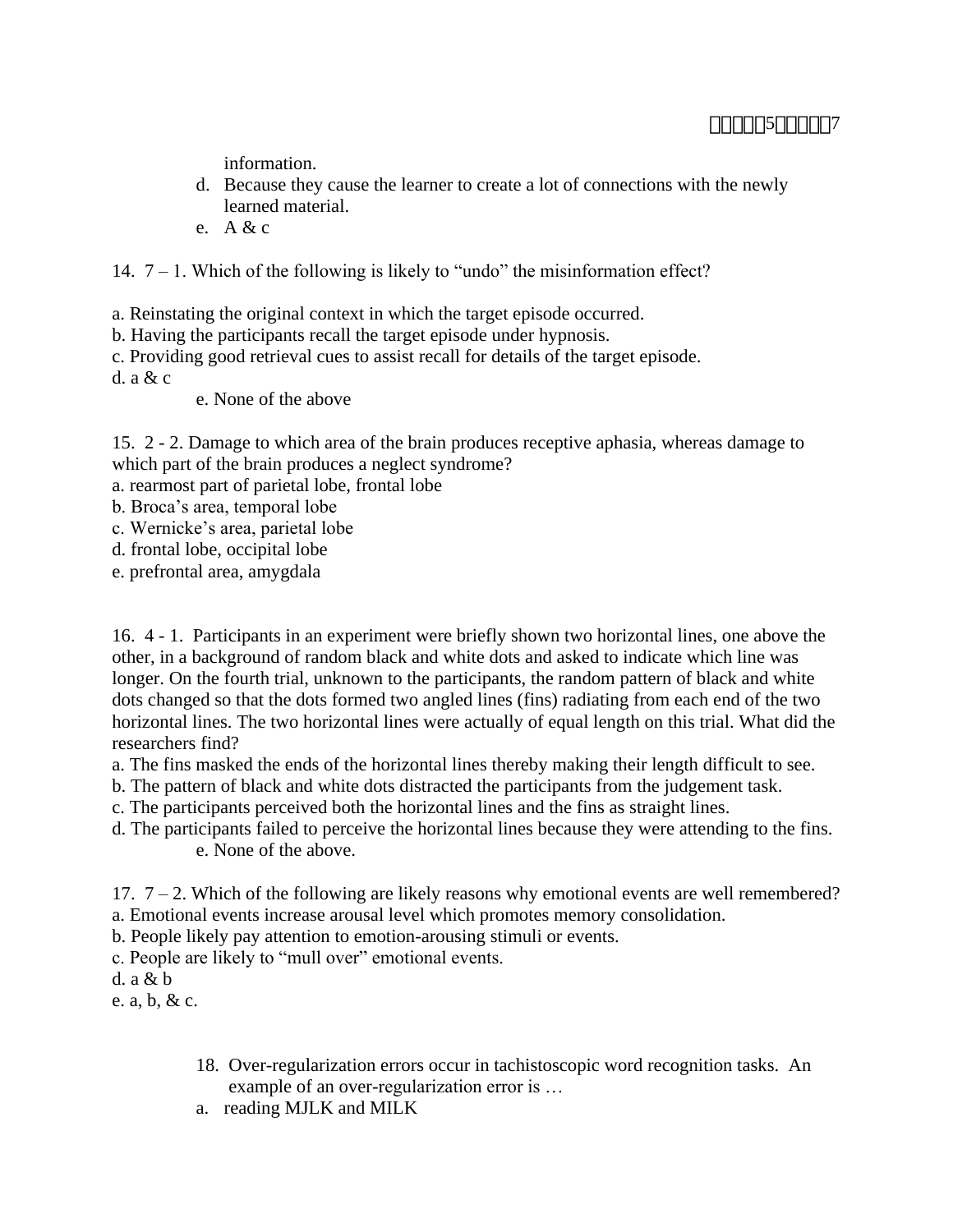information.

d. Because they cause the learner to create a lot of connections with the newly learned material.

e. A & c

14. 7 – 1. Which of the following is likely to “undo” the misinformation effect?

a. Reinstating the original context in which the target episode occurred.
b. Having the participants recall the target episode under hypnosis.
c. Providing good retrieval cues to assist recall for details of the target episode.
d. a & c
e. None of the above

15. 2 - 2. Damage to which area of the brain produces receptive aphasia, whereas damage to which part of the brain produces a neglect syndrome?
a. rearmost part of parietal lobe, frontal lobe
b. Broca’s area, temporal lobe
c. Wernicke’s area, parietal lobe
d. frontal lobe, occipital lobe
e. prefrontal area, amygdala

16. 4 - 1. Participants in an experiment were briefly shown two horizontal lines, one above the other, in a background of random black and white dots and asked to indicate which line was longer. On the fourth trial, unknown to the participants, the random pattern of black and white dots changed so that the dots formed two angled lines (fins) radiating from each end of the two horizontal lines. The two horizontal lines were actually of equal length on this trial. What did the researchers find?
a. The fins masked the ends of the horizontal lines thereby making their length difficult to see.
b. The pattern of black and white dots distracted the participants from the judgement task.
c. The participants perceived both the horizontal lines and the fins as straight lines.
d. The participants failed to perceive the horizontal lines because they were attending to the fins.
e. None of the above.

17. 7 – 2. Which of the following are likely reasons why emotional events are well remembered?
a. Emotional events increase arousal level which promotes memory consolidation.
b. People likely pay attention to emotion-arousing stimuli or events.
c. People are likely to “mull over” emotional events.
d. a & b
e. a, b, & c.

18. Over-regularization errors occur in tachistoscopic word recognition tasks. An example of an over-regularization error is …

a. reading MJLK and MILK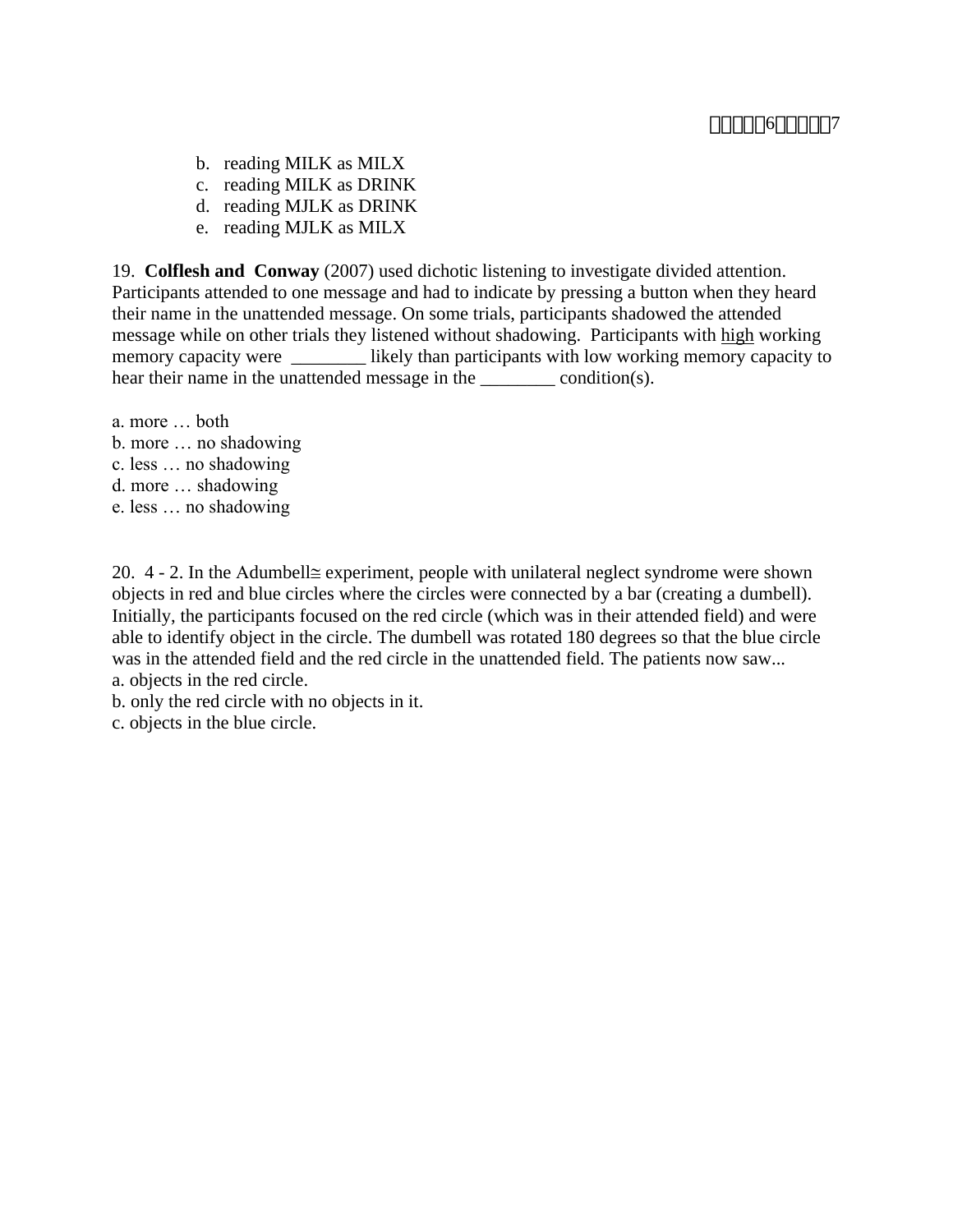b. reading MILK as MILX
c. reading MILK as DRINK
d. reading MJLK as DRINK
e. reading MJLK as MILX

19. **Colflesh and Conway** (2007) used dichotic listening to investigate divided attention. Participants attended to one message and had to indicate by pressing a button when they heard their name in the unattended message. On some trials, participants shadowed the attended message while on other trials they listened without shadowing. Participants with <u>high</u> working memory capacity were ________ likely than participants with low working memory capacity to hear their name in the unattended message in the ________ condition(s).

a. more … both
b. more … no shadowing
c. less … no shadowing
d. more … shadowing
e. less … no shadowing

20. 4 - 2. In the Adumbell≅ experiment, people with unilateral neglect syndrome were shown objects in red and blue circles where the circles were connected by a bar (creating a dumbell). Initially, the participants focused on the red circle (which was in their attended field) and were able to identify object in the circle. The dumbell was rotated 180 degrees so that the blue circle was in the attended field and the red circle in the unattended field. The patients now saw...
a. objects in the red circle.
b. only the red circle with no objects in it.
c. objects in the blue circle.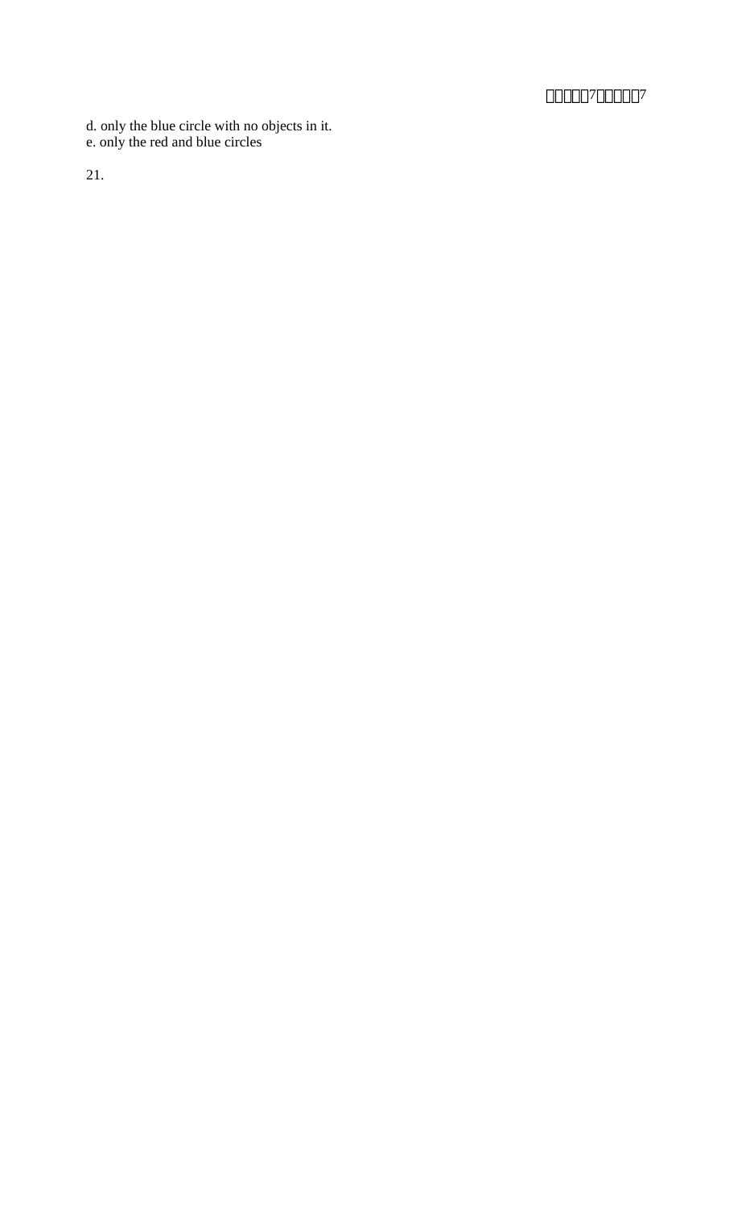d. only the blue circle with no objects in it.
e. only the red and blue circles

21.